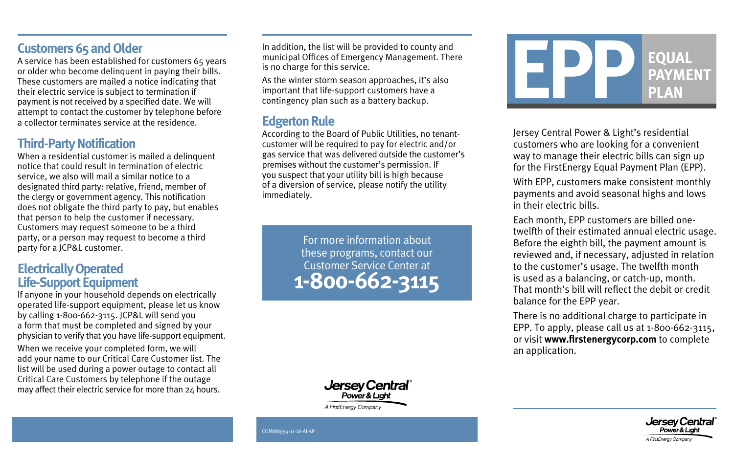## Customers 65 and Older

A service has been established for customers 65 years or older who become delinquent in paying their bills. These customers are mailed a notice indicating that their electric service is subject to termination if payment is not received by a specified date. We will attempt to contact the customer by telephone before a collector terminates service at the residence.

## Third-Party Notification

When a residential customer is mailed a delinquent notice that could result in termination of electric service, we also will mail a similar notice to a designated third party: relative, friend, member of the clergy or government agency. This notification does not obligate the third party to pay, but enables that person to help the customer if necessary. Customers may request someone to be a third party, or a person may request to become a third party for a JCP&L customer.

## Electrically Operated Life-Support Equipment

If anyone in your household depends on electrically operated life-support equipment, please let us know by calling 1-800-662-3115. JCP&L will send you a form that must be completed and signed by your physician to verify that you have life-support equipment.

When we receive your completed form, we will add your name to our Critical Care Customer list. The list will be used during a power outage to contact all Critical Care Customers by telephone if the outage may affect their electric service for more than 24 hours.

In addition, the list will be provided to county and municipal Offices of Emergency Management. There is no charge for this service.

As the winter storm season approaches, it's also important that life-support customers have a contingency plan such as a battery backup.

## Edgerton Rule

According to the Board of Public Utilities, no tenant-customer will be required to pay for electric and/or gas service that was delivered outside the customer's premises without the customer's permission. If you suspect that your utility bill is high because of a diversion of service, please notify the utility immediately.

For more information about these programs, contact our Customer Service Center at

**1-800-662-3115**

Jersey Central Power & Light
A FirstEnergy Company

COMM8954-11-18-AI-AP

# EPP EQUAL PAYMENT PLAN

Jersey Central Power & Light's residential customers who are looking for a convenient way to manage their electric bills can sign up for the FirstEnergy Equal Payment Plan (EPP).

With EPP, customers make consistent monthly payments and avoid seasonal highs and lows in their electric bills.

Each month, EPP customers are billed one-twelfth of their estimated annual electric usage. Before the eighth bill, the payment amount is reviewed and, if necessary, adjusted in relation to the customer's usage. The twelfth month is used as a balancing, or catch-up, month. That month's bill will reflect the debit or credit balance for the EPP year.

There is no additional charge to participate in EPP. To apply, please call us at 1-800-662-3115, or visit **www.firstenergycorp.com** to complete an application.

Jersey Central Power & Light
A FirstEnergy Company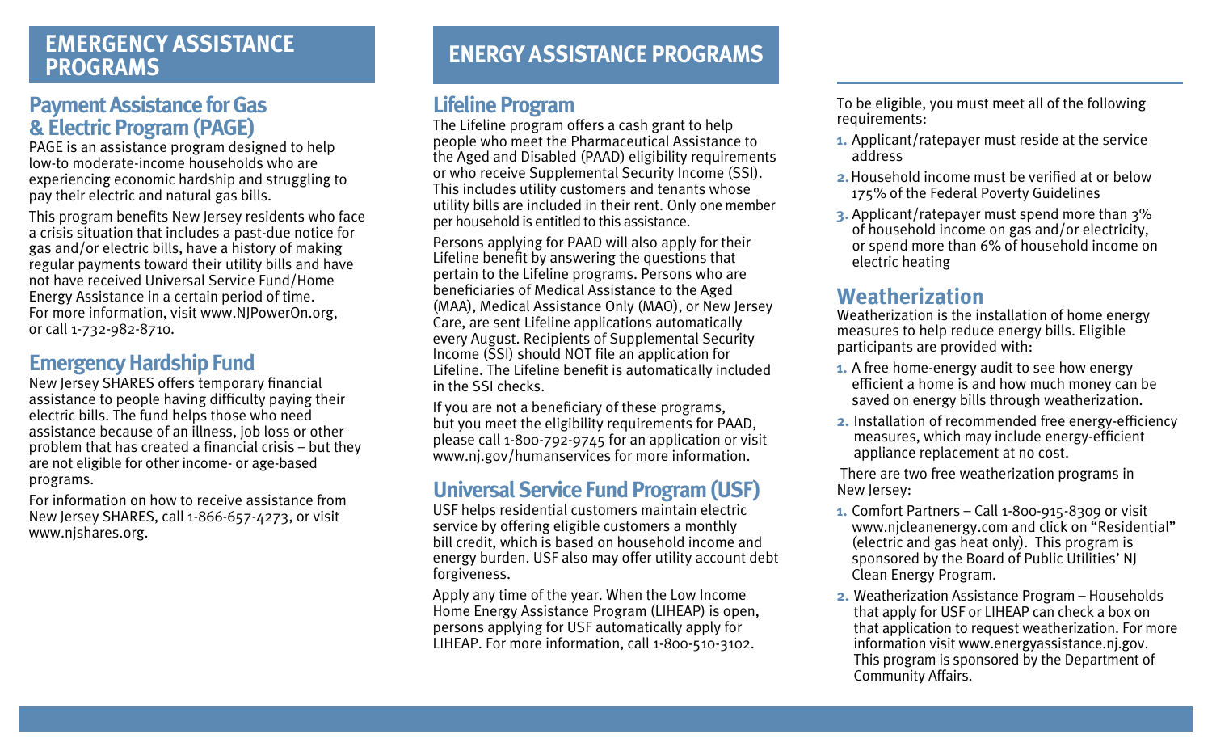# EMERGENCY ASSISTANCE PROGRAMS

## Payment Assistance for Gas & Electric Program (PAGE)

PAGE is an assistance program designed to help low-to moderate-income households who are experiencing economic hardship and struggling to pay their electric and natural gas bills.

This program benefits New Jersey residents who face a crisis situation that includes a past-due notice for gas and/or electric bills, have a history of making regular payments toward their utility bills and have not have received Universal Service Fund/Home Energy Assistance in a certain period of time. For more information, visit www.NJPowerOn.org, or call 1-732-982-8710.

## Emergency Hardship Fund

New Jersey SHARES offers temporary financial assistance to people having difficulty paying their electric bills. The fund helps those who need assistance because of an illness, job loss or other problem that has created a financial crisis – but they are not eligible for other income- or age-based programs.

For information on how to receive assistance from New Jersey SHARES, call 1-866-657-4273, or visit www.njshares.org.

# ENERGY ASSISTANCE PROGRAMS

## Lifeline Program

The Lifeline program offers a cash grant to help people who meet the Pharmaceutical Assistance to the Aged and Disabled (PAAD) eligibility requirements or who receive Supplemental Security Income (SSI). This includes utility customers and tenants whose utility bills are included in their rent. Only one member per household is entitled to this assistance.

Persons applying for PAAD will also apply for their Lifeline benefit by answering the questions that pertain to the Lifeline programs. Persons who are beneficiaries of Medical Assistance to the Aged (MAA), Medical Assistance Only (MAO), or New Jersey Care, are sent Lifeline applications automatically every August. Recipients of Supplemental Security Income (SSI) should NOT file an application for Lifeline. The Lifeline benefit is automatically included in the SSI checks.

If you are not a beneficiary of these programs, but you meet the eligibility requirements for PAAD, please call 1-800-792-9745 for an application or visit www.nj.gov/humanservices for more information.

## Universal Service Fund Program (USF)

USF helps residential customers maintain electric service by offering eligible customers a monthly bill credit, which is based on household income and energy burden. USF also may offer utility account debt forgiveness.

Apply any time of the year. When the Low Income Home Energy Assistance Program (LIHEAP) is open, persons applying for USF automatically apply for LIHEAP. For more information, call 1-800-510-3102.

To be eligible, you must meet all of the following requirements:

1. Applicant/ratepayer must reside at the service address
2. Household income must be verified at or below 175% of the Federal Poverty Guidelines
3. Applicant/ratepayer must spend more than 3% of household income on gas and/or electricity, or spend more than 6% of household income on electric heating

## Weatherization

Weatherization is the installation of home energy measures to help reduce energy bills. Eligible participants are provided with:

1. A free home-energy audit to see how energy efficient a home is and how much money can be saved on energy bills through weatherization.
2. Installation of recommended free energy-efficiency measures, which may include energy-efficient appliance replacement at no cost.

There are two free weatherization programs in New Jersey:

1. Comfort Partners – Call 1-800-915-8309 or visit www.njcleanenergy.com and click on "Residential" (electric and gas heat only). This program is sponsored by the Board of Public Utilities' NJ Clean Energy Program.
2. Weatherization Assistance Program – Households that apply for USF or LIHEAP can check a box on that application to request weatherization. For more information visit www.energyassistance.nj.gov. This program is sponsored by the Department of Community Affairs.